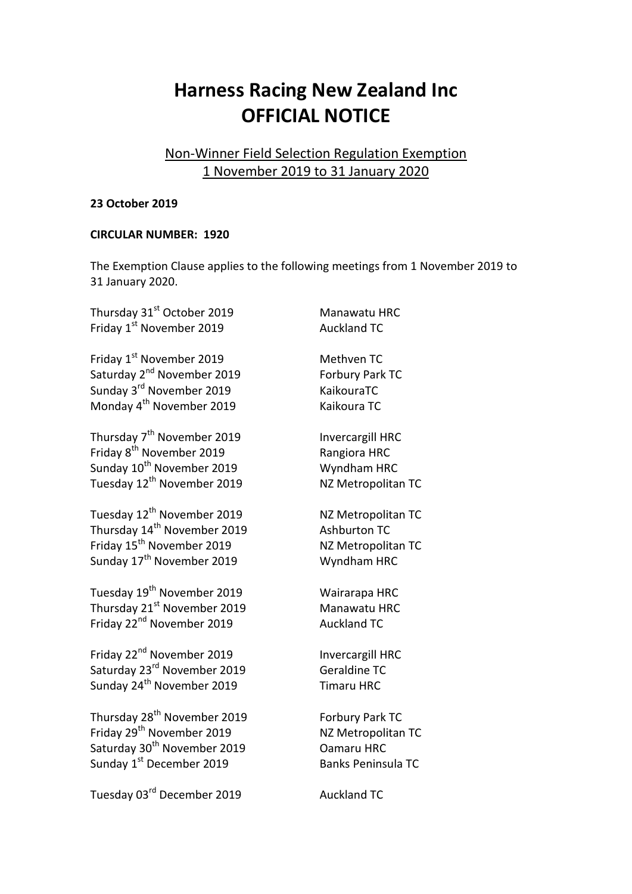# Harness Racing New Zealand Inc
# OFFICIAL NOTICE

## Non-Winner Field Selection Regulation Exemption
## 1 November 2019 to 31 January 2020

**23 October 2019**

**CIRCULAR NUMBER: 1920**

The Exemption Clause applies to the following meetings from 1 November 2019 to 31 January 2020.

Thursday 31st October 2019 — Manawatu HRC
Friday 1st November 2019 — Auckland TC

Friday 1st November 2019 — Methven TC
Saturday 2nd November 2019 — Forbury Park TC
Sunday 3rd November 2019 — KaikouraTC
Monday 4th November 2019 — Kaikoura TC

Thursday 7th November 2019 — Invercargill HRC
Friday 8th November 2019 — Rangiora HRC
Sunday 10th November 2019 — Wyndham HRC
Tuesday 12th November 2019 — NZ Metropolitan TC

Tuesday 12th November 2019 — NZ Metropolitan TC
Thursday 14th November 2019 — Ashburton TC
Friday 15th November 2019 — NZ Metropolitan TC
Sunday 17th November 2019 — Wyndham HRC

Tuesday 19th November 2019 — Wairarapa HRC
Thursday 21st November 2019 — Manawatu HRC
Friday 22nd November 2019 — Auckland TC

Friday 22nd November 2019 — Invercargill HRC
Saturday 23rd November 2019 — Geraldine TC
Sunday 24th November 2019 — Timaru HRC

Thursday 28th November 2019 — Forbury Park TC
Friday 29th November 2019 — NZ Metropolitan TC
Saturday 30th November 2019 — Oamaru HRC
Sunday 1st December 2019 — Banks Peninsula TC

Tuesday 03rd December 2019 — Auckland TC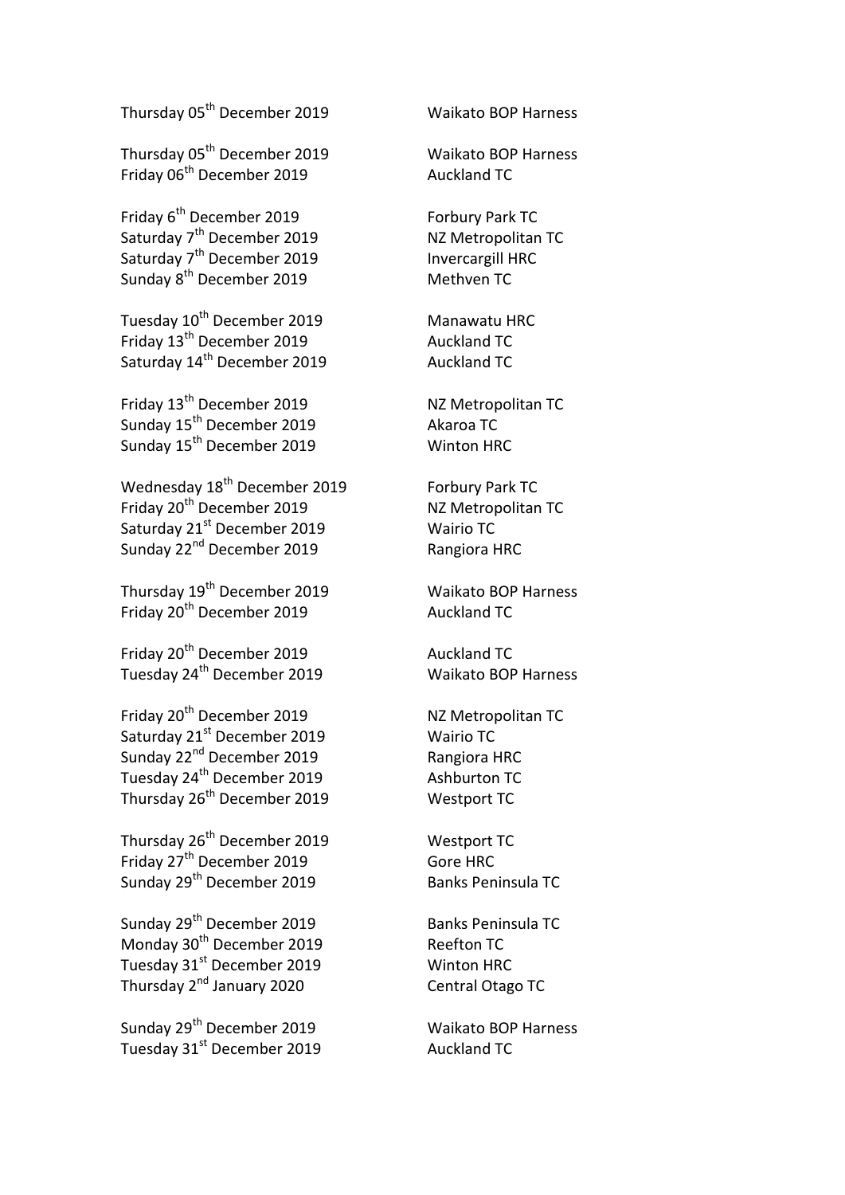Thursday 05th December 2019 Waikato BOP Harness

Thursday 05th December 2019 Waikato BOP Harness
Friday 06th December 2019 Auckland TC

Friday 6th December 2019 Forbury Park TC
Saturday 7th December 2019 NZ Metropolitan TC
Saturday 7th December 2019 Invercargill HRC
Sunday 8th December 2019 Methven TC

Tuesday 10th December 2019 Manawatu HRC
Friday 13th December 2019 Auckland TC
Saturday 14th December 2019 Auckland TC

Friday 13th December 2019 NZ Metropolitan TC
Sunday 15th December 2019 Akaroa TC
Sunday 15th December 2019 Winton HRC

Wednesday 18th December 2019 Forbury Park TC
Friday 20th December 2019 NZ Metropolitan TC
Saturday 21st December 2019 Wairio TC
Sunday 22nd December 2019 Rangiora HRC

Thursday 19th December 2019 Waikato BOP Harness
Friday 20th December 2019 Auckland TC

Friday 20th December 2019 Auckland TC
Tuesday 24th December 2019 Waikato BOP Harness

Friday 20th December 2019 NZ Metropolitan TC
Saturday 21st December 2019 Wairio TC
Sunday 22nd December 2019 Rangiora HRC
Tuesday 24th December 2019 Ashburton TC
Thursday 26th December 2019 Westport TC

Thursday 26th December 2019 Westport TC
Friday 27th December 2019 Gore HRC
Sunday 29th December 2019 Banks Peninsula TC

Sunday 29th December 2019 Banks Peninsula TC
Monday 30th December 2019 Reefton TC
Tuesday 31st December 2019 Winton HRC
Thursday 2nd January 2020 Central Otago TC

Sunday 29th December 2019 Waikato BOP Harness
Tuesday 31st December 2019 Auckland TC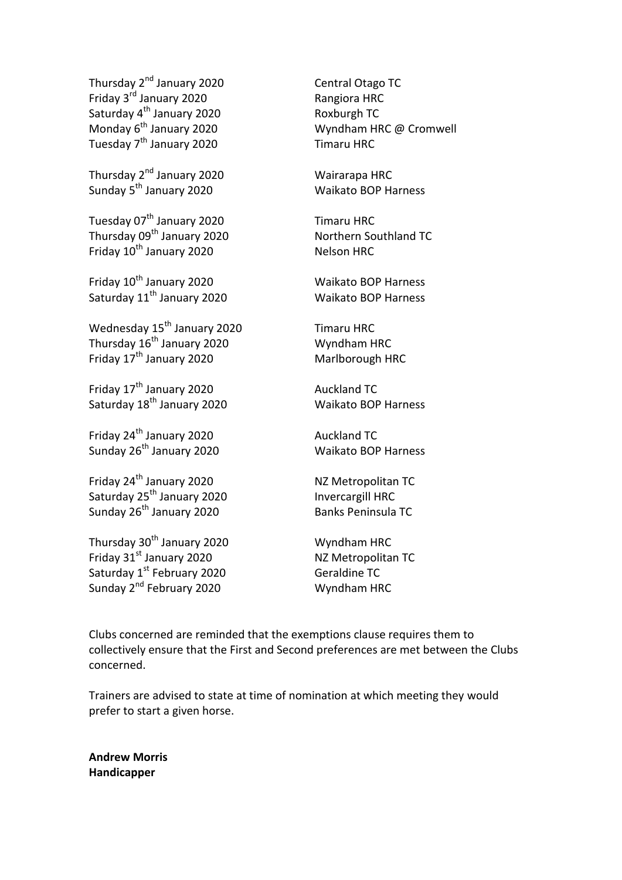| | |
|---|---|
| Thursday 2nd January 2020 | Central Otago TC |
| Friday 3rd January 2020 | Rangiora HRC |
| Saturday 4th January 2020 | Roxburgh TC |
| Monday 6th January 2020 | Wyndham HRC @ Cromwell |
| Tuesday 7th January 2020 | Timaru HRC |
| | |
| Thursday 2nd January 2020 | Wairarapa HRC |
| Sunday 5th January 2020 | Waikato BOP Harness |
| | |
| Tuesday 07th January 2020 | Timaru HRC |
| Thursday 09th January 2020 | Northern Southland TC |
| Friday 10th January 2020 | Nelson HRC |
| | |
| Friday 10th January 2020 | Waikato BOP Harness |
| Saturday 11th January 2020 | Waikato BOP Harness |
| | |
| Wednesday 15th January 2020 | Timaru HRC |
| Thursday 16th January 2020 | Wyndham HRC |
| Friday 17th January 2020 | Marlborough HRC |
| | |
| Friday 17th January 2020 | Auckland TC |
| Saturday 18th January 2020 | Waikato BOP Harness |
| | |
| Friday 24th January 2020 | Auckland TC |
| Sunday 26th January 2020 | Waikato BOP Harness |
| | |
| Friday 24th January 2020 | NZ Metropolitan TC |
| Saturday 25th January 2020 | Invercargill HRC |
| Sunday 26th January 2020 | Banks Peninsula TC |
| | |
| Thursday 30th January 2020 | Wyndham HRC |
| Friday 31st January 2020 | NZ Metropolitan TC |
| Saturday 1st February 2020 | Geraldine TC |
| Sunday 2nd February 2020 | Wyndham HRC |

Clubs concerned are reminded that the exemptions clause requires them to collectively ensure that the First and Second preferences are met between the Clubs concerned.

Trainers are advised to state at time of nomination at which meeting they would prefer to start a given horse.

**Andrew Morris**
**Handicapper**